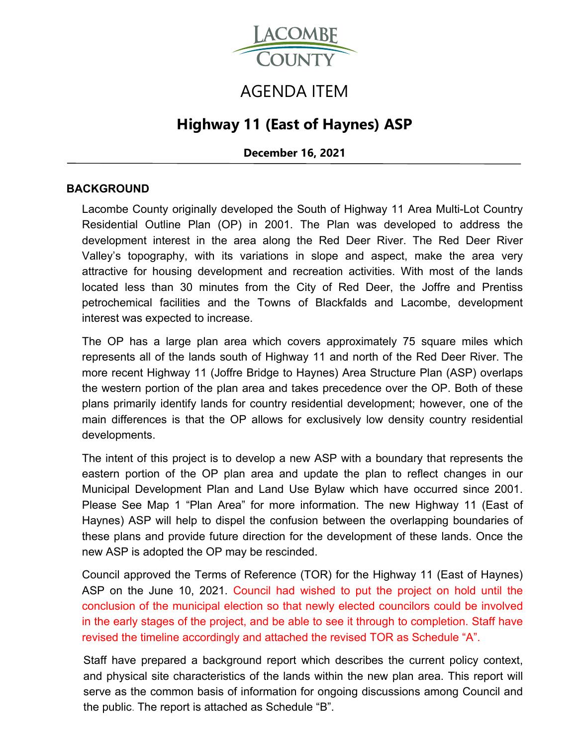LACOMBE COUNTY

# AGENDA ITEM

## Highway 11 (East of Haynes) ASP

**December 16, 2021**

### BACKGROUND

Lacombe County originally developed the South of Highway 11 Area Multi-Lot Country Residential Outline Plan (OP) in 2001. The Plan was developed to address the development interest in the area along the Red Deer River. The Red Deer River Valley's topography, with its variations in slope and aspect, make the area very attractive for housing development and recreation activities. With most of the lands located less than 30 minutes from the City of Red Deer, the Joffre and Prentiss petrochemical facilities and the Towns of Blackfalds and Lacombe, development interest was expected to increase.

The OP has a large plan area which covers approximately 75 square miles which represents all of the lands south of Highway 11 and north of the Red Deer River. The more recent Highway 11 (Joffre Bridge to Haynes) Area Structure Plan (ASP) overlaps the western portion of the plan area and takes precedence over the OP. Both of these plans primarily identify lands for country residential development; however, one of the main differences is that the OP allows for exclusively low density country residential developments.

The intent of this project is to develop a new ASP with a boundary that represents the eastern portion of the OP plan area and update the plan to reflect changes in our Municipal Development Plan and Land Use Bylaw which have occurred since 2001. Please See Map 1 "Plan Area" for more information. The new Highway 11 (East of Haynes) ASP will help to dispel the confusion between the overlapping boundaries of these plans and provide future direction for the development of these lands. Once the new ASP is adopted the OP may be rescinded.

Council approved the Terms of Reference (TOR) for the Highway 11 (East of Haynes) ASP on the June 10, 2021. Council had wished to put the project on hold until the conclusion of the municipal election so that newly elected councilors could be involved in the early stages of the project, and be able to see it through to completion. Staff have revised the timeline accordingly and attached the revised TOR as Schedule "A".

Staff have prepared a background report which describes the current policy context, and physical site characteristics of the lands within the new plan area. This report will serve as the common basis of information for ongoing discussions among Council and the public. The report is attached as Schedule "B".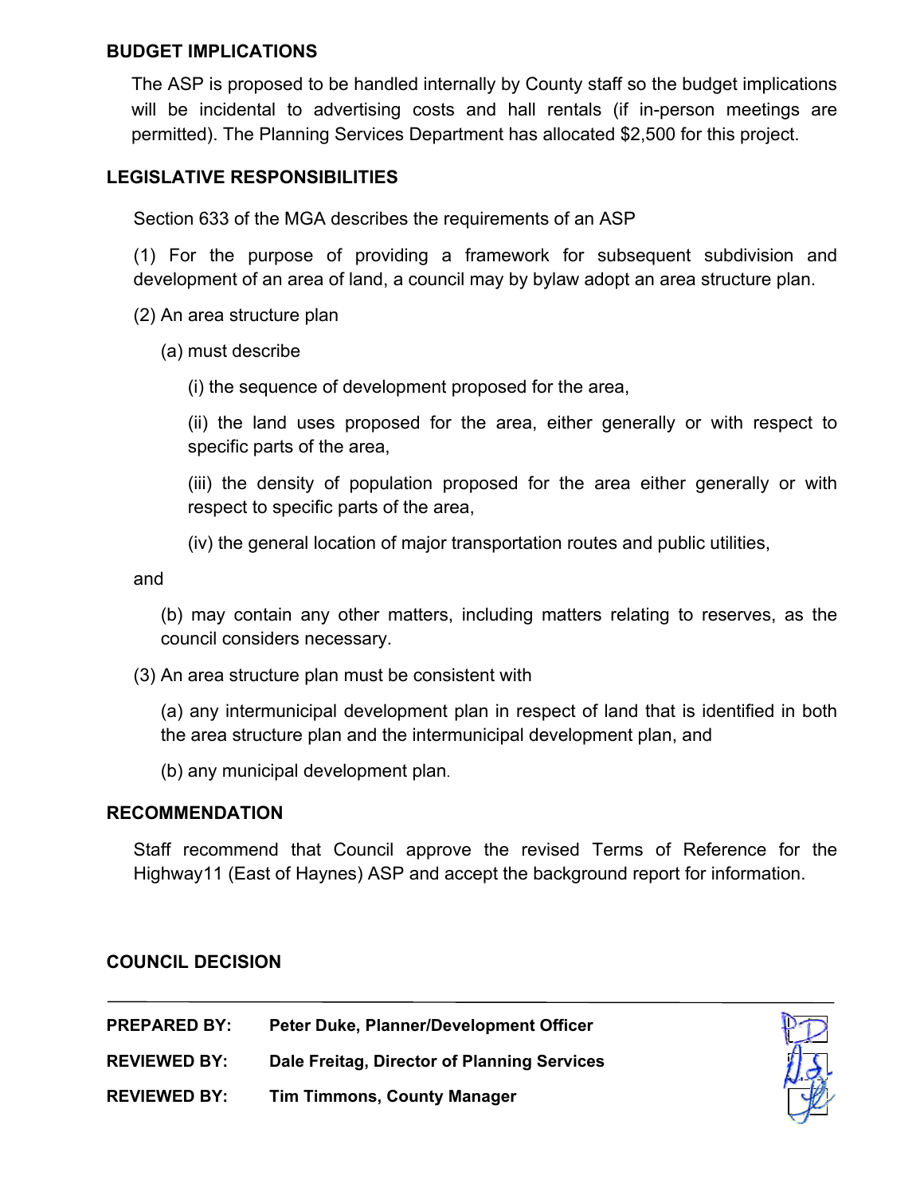## BUDGET IMPLICATIONS

The ASP is proposed to be handled internally by County staff so the budget implications will be incidental to advertising costs and hall rentals (if in-person meetings are permitted). The Planning Services Department has allocated $2,500 for this project.

## LEGISLATIVE RESPONSIBILITIES

Section 633 of the MGA describes the requirements of an ASP

(1) For the purpose of providing a framework for subsequent subdivision and development of an area of land, a council may by bylaw adopt an area structure plan.

(2) An area structure plan

(a) must describe

(i) the sequence of development proposed for the area,

(ii) the land uses proposed for the area, either generally or with respect to specific parts of the area,

(iii) the density of population proposed for the area either generally or with respect to specific parts of the area,

(iv) the general location of major transportation routes and public utilities,

and

(b) may contain any other matters, including matters relating to reserves, as the council considers necessary.

(3) An area structure plan must be consistent with

(a) any intermunicipal development plan in respect of land that is identified in both the area structure plan and the intermunicipal development plan, and

(b) any municipal development plan.

## RECOMMENDATION

Staff recommend that Council approve the revised Terms of Reference for the Highway11 (East of Haynes) ASP and accept the background report for information.

## COUNCIL DECISION

---

**PREPARED BY:** **Peter Duke, Planner/Development Officer**

**REVIEWED BY:** **Dale Freitag, Director of Planning Services**

**REVIEWED BY:** **Tim Timmons, County Manager**